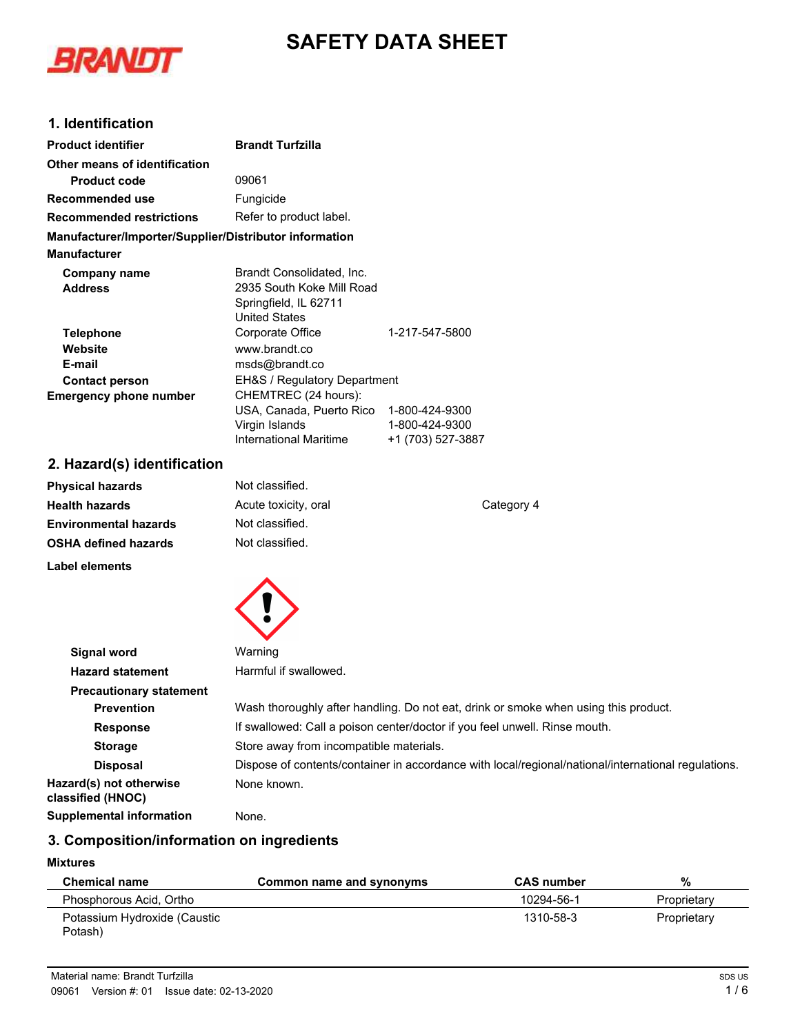# SAFETY DATA SHEET

## 1. Identification

| | |
|---|---|
| **Product identifier** | **Brandt Turfzilla** |
| **Other means of identification** | |
| **Product code** | 09061 |
| **Recommended use** | Fungicide |
| **Recommended restrictions** | Refer to product label. |

**Manufacturer/Importer/Supplier/Distributor information**

**Manufacturer**

| | | |
|---|---|---|
| **Company name** | Brandt Consolidated, Inc. | |
| **Address** | 2935 South Koke Mill Road<br>Springfield, IL 62711<br>United States | |
| **Telephone** | Corporate Office | 1-217-547-5800 |
| **Website** | www.brandt.co | |
| **E-mail** | msds@brandt.co | |
| **Contact person** | EH&S / Regulatory Department | |
| **Emergency phone number** | CHEMTREC (24 hours): | |
| | USA, Canada, Puerto Rico | 1-800-424-9300 |
| | Virgin Islands | 1-800-424-9300 |
| | International Maritime | +1 (703) 527-3887 |

## 2. Hazard(s) identification

| | | |
|---|---|---|
| **Physical hazards** | Not classified. | |
| **Health hazards** | Acute toxicity, oral | Category 4 |
| **Environmental hazards** | Not classified. | |
| **OSHA defined hazards** | Not classified. | |

**Label elements**

| | |
|---|---|
| **Signal word** | Warning |
| **Hazard statement** | Harmful if swallowed. |
| **Precautionary statement** | |
| **Prevention** | Wash thoroughly after handling. Do not eat, drink or smoke when using this product. |
| **Response** | If swallowed: Call a poison center/doctor if you feel unwell. Rinse mouth. |
| **Storage** | Store away from incompatible materials. |
| **Disposal** | Dispose of contents/container in accordance with local/regional/national/international regulations. |
| **Hazard(s) not otherwise classified (HNOC)** | None known. |
| **Supplemental information** | None. |

## 3. Composition/information on ingredients

**Mixtures**

| Chemical name | Common name and synonyms | CAS number | % |
|---|---|---|---|
| Phosphorous Acid, Ortho | | 10294-56-1 | Proprietary |
| Potassium Hydroxide (Caustic Potash) | | 1310-58-3 | Proprietary |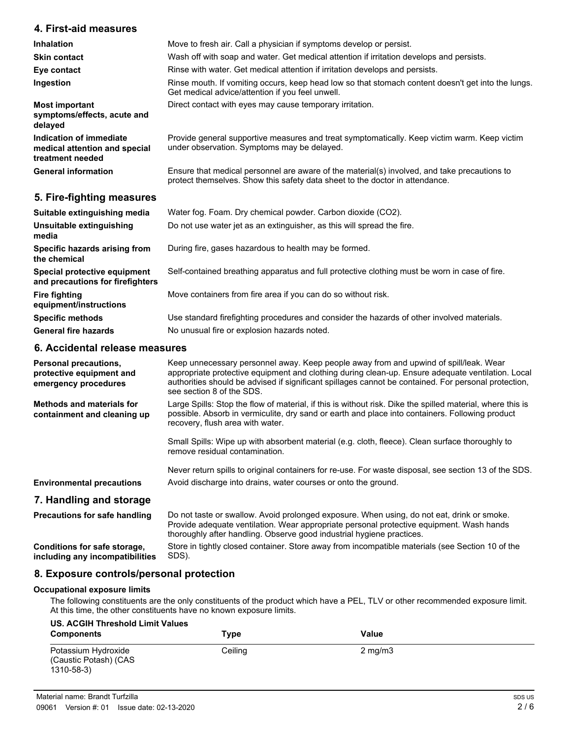## 4. First-aid measures

**Inhalation** Move to fresh air. Call a physician if symptoms develop or persist.

**Skin contact** Wash off with soap and water. Get medical attention if irritation develops and persists.

**Eye contact** Rinse with water. Get medical attention if irritation develops and persists.

**Ingestion** Rinse mouth. If vomiting occurs, keep head low so that stomach content doesn't get into the lungs. Get medical advice/attention if you feel unwell.

**Most important symptoms/effects, acute and delayed** Direct contact with eyes may cause temporary irritation.

**Indication of immediate medical attention and special treatment needed** Provide general supportive measures and treat symptomatically. Keep victim warm. Keep victim under observation. Symptoms may be delayed.

**General information** Ensure that medical personnel are aware of the material(s) involved, and take precautions to protect themselves. Show this safety data sheet to the doctor in attendance.

## 5. Fire-fighting measures

**Suitable extinguishing media** Water fog. Foam. Dry chemical powder. Carbon dioxide ($CO_2$).

**Unsuitable extinguishing media** Do not use water jet as an extinguisher, as this will spread the fire.

**Specific hazards arising from the chemical** During fire, gases hazardous to health may be formed.

**Special protective equipment and precautions for firefighters** Self-contained breathing apparatus and full protective clothing must be worn in case of fire.

**Fire fighting equipment/instructions** Move containers from fire area if you can do so without risk.

**Specific methods** Use standard firefighting procedures and consider the hazards of other involved materials.

**General fire hazards** No unusual fire or explosion hazards noted.

## 6. Accidental release measures

**Personal precautions, protective equipment and emergency procedures** Keep unnecessary personnel away. Keep people away from and upwind of spill/leak. Wear appropriate protective equipment and clothing during clean-up. Ensure adequate ventilation. Local authorities should be advised if significant spillages cannot be contained. For personal protection, see section 8 of the SDS.

**Methods and materials for containment and cleaning up** Large Spills: Stop the flow of material, if this is without risk. Dike the spilled material, where this is possible. Absorb in vermiculite, dry sand or earth and place into containers. Following product recovery, flush area with water.

Small Spills: Wipe up with absorbent material (e.g. cloth, fleece). Clean surface thoroughly to remove residual contamination.

Never return spills to original containers for re-use. For waste disposal, see section 13 of the SDS.

**Environmental precautions** Avoid discharge into drains, water courses or onto the ground.

## 7. Handling and storage

**Precautions for safe handling** Do not taste or swallow. Avoid prolonged exposure. When using, do not eat, drink or smoke. Provide adequate ventilation. Wear appropriate personal protective equipment. Wash hands thoroughly after handling. Observe good industrial hygiene practices.

**Conditions for safe storage, including any incompatibilities** Store in tightly closed container. Store away from incompatible materials (see Section 10 of the SDS).

## 8. Exposure controls/personal protection

### Occupational exposure limits

The following constituents are the only constituents of the product which have a PEL, TLV or other recommended exposure limit. At this time, the other constituents have no known exposure limits.

**US. ACGIH Threshold Limit Values**

| Components | Type | Value |
|---|---|---|
| Potassium Hydroxide (Caustic Potash) (CAS 1310-58-3) | Ceiling | 2 mg/m3 |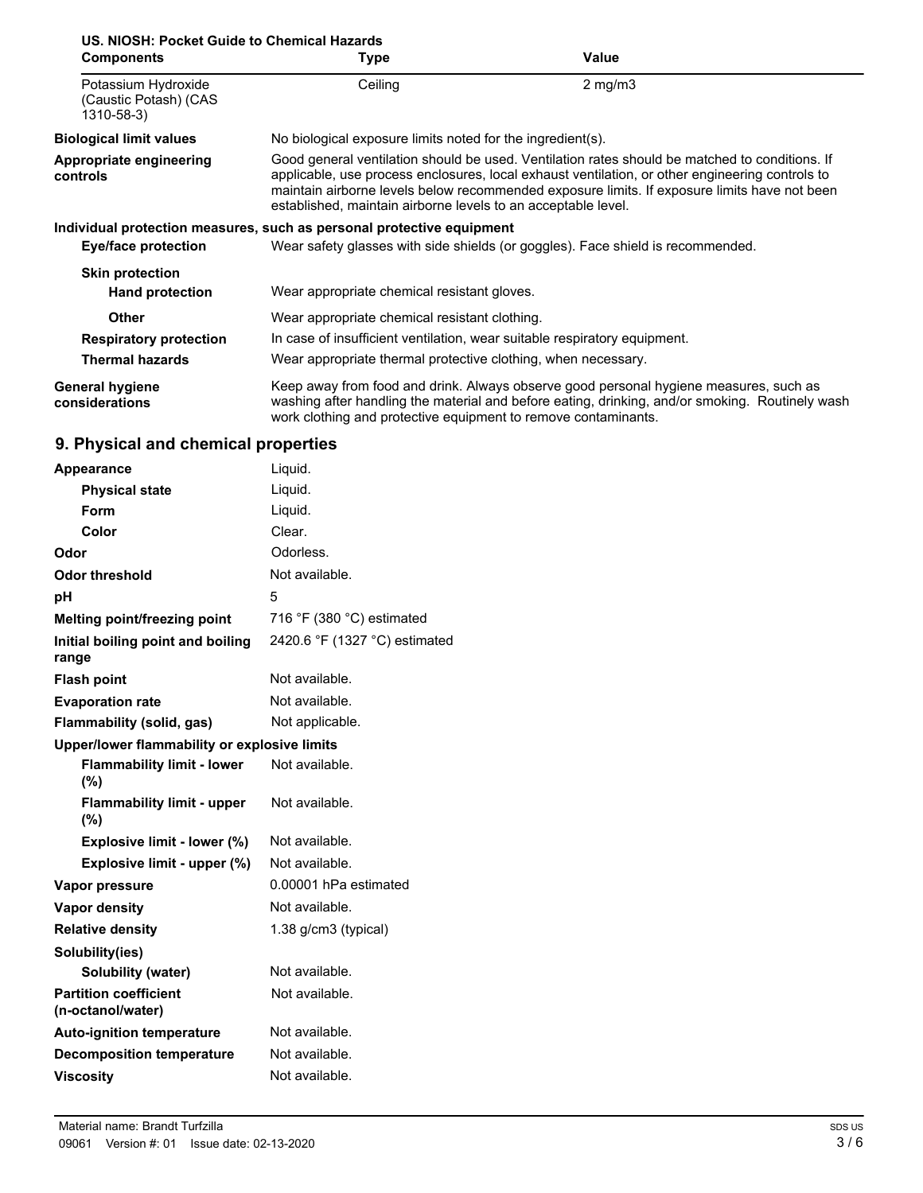**US. NIOSH: Pocket Guide to Chemical Hazards**

| Components | Type | Value |
| --- | --- | --- |
| Potassium Hydroxide (Caustic Potash) (CAS 1310-58-3) | Ceiling | 2 mg/m3 |

**Biological limit values** No biological exposure limits noted for the ingredient(s).

**Appropriate engineering controls** Good general ventilation should be used. Ventilation rates should be matched to conditions. If applicable, use process enclosures, local exhaust ventilation, or other engineering controls to maintain airborne levels below recommended exposure limits. If exposure limits have not been established, maintain airborne levels to an acceptable level.

**Individual protection measures, such as personal protective equipment**

**Eye/face protection** Wear safety glasses with side shields (or goggles). Face shield is recommended.

**Skin protection**

**Hand protection** Wear appropriate chemical resistant gloves.

**Other** Wear appropriate chemical resistant clothing.

**Respiratory protection** In case of insufficient ventilation, wear suitable respiratory equipment.

**Thermal hazards** Wear appropriate thermal protective clothing, when necessary.

**General hygiene considerations** Keep away from food and drink. Always observe good personal hygiene measures, such as washing after handling the material and before eating, drinking, and/or smoking. Routinely wash work clothing and protective equipment to remove contaminants.

## 9. Physical and chemical properties

| Property | Value |
| --- | --- |
| **Appearance** | Liquid. |
| **Physical state** | Liquid. |
| **Form** | Liquid. |
| **Color** | Clear. |
| **Odor** | Odorless. |
| **Odor threshold** | Not available. |
| **pH** | 5 |
| **Melting point/freezing point** | 716 °F (380 °C) estimated |
| **Initial boiling point and boiling range** | 2420.6 °F (1327 °C) estimated |
| **Flash point** | Not available. |
| **Evaporation rate** | Not available. |
| **Flammability (solid, gas)** | Not applicable. |
| **Upper/lower flammability or explosive limits** | |
| **Flammability limit - lower (%)** | Not available. |
| **Flammability limit - upper (%)** | Not available. |
| **Explosive limit - lower (%)** | Not available. |
| **Explosive limit - upper (%)** | Not available. |
| **Vapor pressure** | 0.00001 hPa estimated |
| **Vapor density** | Not available. |
| **Relative density** | 1.38 g/cm3 (typical) |
| **Solubility(ies)** | |
| **Solubility (water)** | Not available. |
| **Partition coefficient (n-octanol/water)** | Not available. |
| **Auto-ignition temperature** | Not available. |
| **Decomposition temperature** | Not available. |
| **Viscosity** | Not available. |

Material name: Brandt Turfzilla

09061 Version #: 01 Issue date: 02-13-2020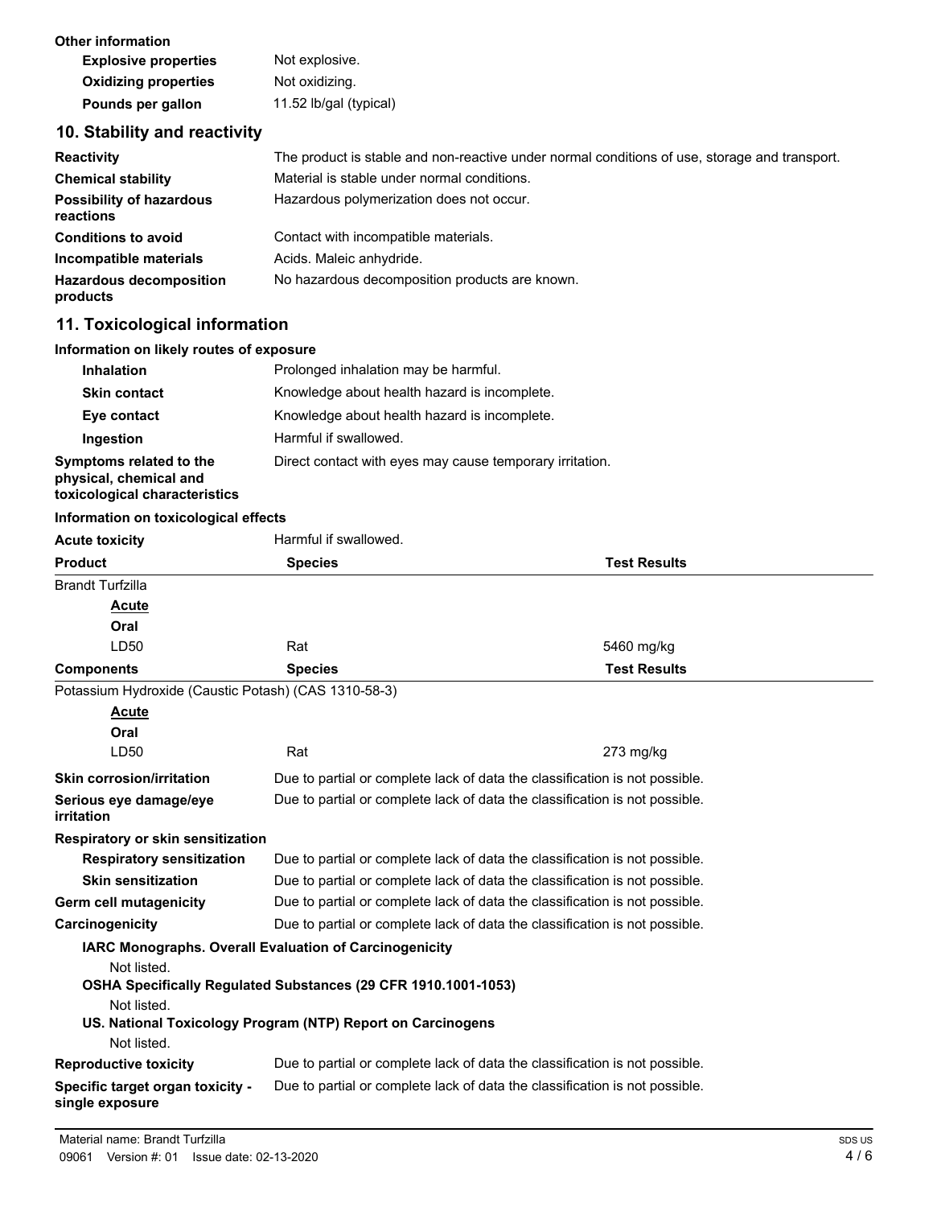**Other information**

| | |
|---|---|
| **Explosive properties** | Not explosive. |
| **Oxidizing properties** | Not oxidizing. |
| **Pounds per gallon** | 11.52 lb/gal (typical) |

## 10. Stability and reactivity

| | |
|---|---|
| **Reactivity** | The product is stable and non-reactive under normal conditions of use, storage and transport. |
| **Chemical stability** | Material is stable under normal conditions. |
| **Possibility of hazardous reactions** | Hazardous polymerization does not occur. |
| **Conditions to avoid** | Contact with incompatible materials. |
| **Incompatible materials** | Acids. Maleic anhydride. |
| **Hazardous decomposition products** | No hazardous decomposition products are known. |

## 11. Toxicological information

**Information on likely routes of exposure**

| | |
|---|---|
| **Inhalation** | Prolonged inhalation may be harmful. |
| **Skin contact** | Knowledge about health hazard is incomplete. |
| **Eye contact** | Knowledge about health hazard is incomplete. |
| **Ingestion** | Harmful if swallowed. |
| **Symptoms related to the physical, chemical and toxicological characteristics** | Direct contact with eyes may cause temporary irritation. |

**Information on toxicological effects**

**Acute toxicity** Harmful if swallowed.

| Product | Species | Test Results |
|---|---|---|
| Brandt Turfzilla | | |
| **Acute** | | |
| **Oral** | | |
| LD50 | Rat | 5460 mg/kg |

| Components | Species | Test Results |
|---|---|---|
| Potassium Hydroxide (Caustic Potash) (CAS 1310-58-3) | | |
| **Acute** | | |
| **Oral** | | |
| LD50 | Rat | 273 mg/kg |

| | |
|---|---|
| **Skin corrosion/irritation** | Due to partial or complete lack of data the classification is not possible. |
| **Serious eye damage/eye irritation** | Due to partial or complete lack of data the classification is not possible. |

**Respiratory or skin sensitization**

| | |
|---|---|
| **Respiratory sensitization** | Due to partial or complete lack of data the classification is not possible. |
| **Skin sensitization** | Due to partial or complete lack of data the classification is not possible. |
| **Germ cell mutagenicity** | Due to partial or complete lack of data the classification is not possible. |
| **Carcinogenicity** | Due to partial or complete lack of data the classification is not possible. |

**IARC Monographs. Overall Evaluation of Carcinogenicity**

Not listed.

**OSHA Specifically Regulated Substances (29 CFR 1910.1001-1053)**

Not listed.

**US. National Toxicology Program (NTP) Report on Carcinogens**

Not listed.

| | |
|---|---|
| **Reproductive toxicity** | Due to partial or complete lack of data the classification is not possible. |
| **Specific target organ toxicity - single exposure** | Due to partial or complete lack of data the classification is not possible. |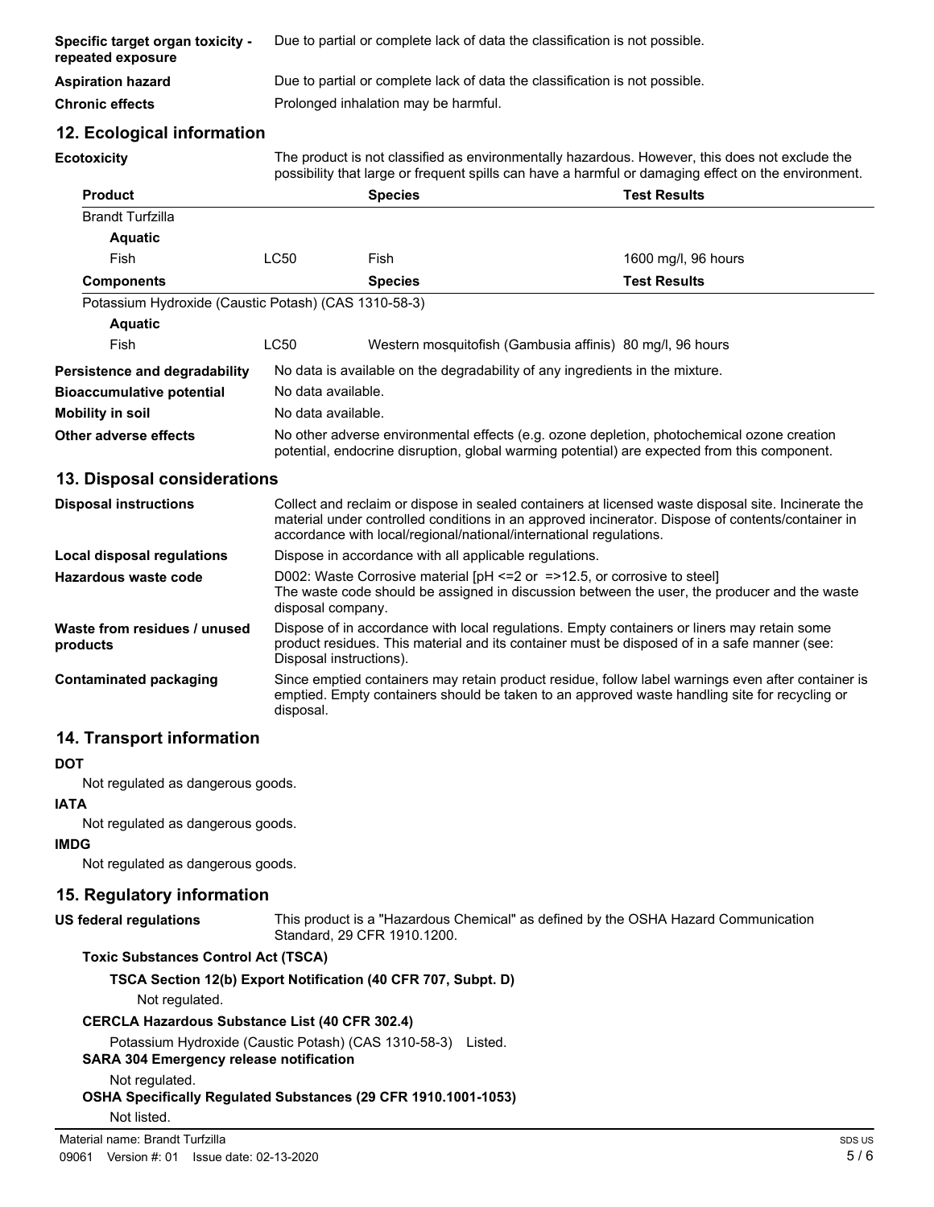| | |
|---|---|
| **Specific target organ toxicity - repeated exposure** | Due to partial or complete lack of data the classification is not possible. |
| **Aspiration hazard** | Due to partial or complete lack of data the classification is not possible. |
| **Chronic effects** | Prolonged inhalation may be harmful. |

## 12. Ecological information

**Ecotoxicity** The product is not classified as environmentally hazardous. However, this does not exclude the possibility that large or frequent spills can have a harmful or damaging effect on the environment.

| Product | | Species | Test Results |
|---|---|---|---|
| Brandt Turfzilla | | | |
| **Aquatic** | | | |
| Fish | LC50 | Fish | 1600 mg/l, 96 hours |

| Components | | Species | Test Results |
|---|---|---|---|
| Potassium Hydroxide (Caustic Potash) (CAS 1310-58-3) | | | |
| **Aquatic** | | | |
| Fish | LC50 | Western mosquitofish (Gambusia affinis) | 80 mg/l, 96 hours |

| | |
|---|---|
| **Persistence and degradability** | No data is available on the degradability of any ingredients in the mixture. |
| **Bioaccumulative potential** | No data available. |
| **Mobility in soil** | No data available. |
| **Other adverse effects** | No other adverse environmental effects (e.g. ozone depletion, photochemical ozone creation potential, endocrine disruption, global warming potential) are expected from this component. |

## 13. Disposal considerations

| | |
|---|---|
| **Disposal instructions** | Collect and reclaim or dispose in sealed containers at licensed waste disposal site. Incinerate the material under controlled conditions in an approved incinerator. Dispose of contents/container in accordance with local/regional/national/international regulations. |
| **Local disposal regulations** | Dispose in accordance with all applicable regulations. |
| **Hazardous waste code** | D002: Waste Corrosive material [pH <=2 or =>12.5, or corrosive to steel] The waste code should be assigned in discussion between the user, the producer and the waste disposal company. |
| **Waste from residues / unused products** | Dispose of in accordance with local regulations. Empty containers or liners may retain some product residues. This material and its container must be disposed of in a safe manner (see: Disposal instructions). |
| **Contaminated packaging** | Since emptied containers may retain product residue, follow label warnings even after container is emptied. Empty containers should be taken to an approved waste handling site for recycling or disposal. |

## 14. Transport information

**DOT**

Not regulated as dangerous goods.

**IATA**

Not regulated as dangerous goods.

**IMDG**

Not regulated as dangerous goods.

## 15. Regulatory information

**US federal regulations** This product is a "Hazardous Chemical" as defined by the OSHA Hazard Communication Standard, 29 CFR 1910.1200.

**Toxic Substances Control Act (TSCA)**

**TSCA Section 12(b) Export Notification (40 CFR 707, Subpt. D)**

Not regulated.

**CERCLA Hazardous Substance List (40 CFR 302.4)**

Potassium Hydroxide (Caustic Potash) (CAS 1310-58-3) Listed.

**SARA 304 Emergency release notification**

Not regulated.

**OSHA Specifically Regulated Substances (29 CFR 1910.1001-1053)**

Not listed.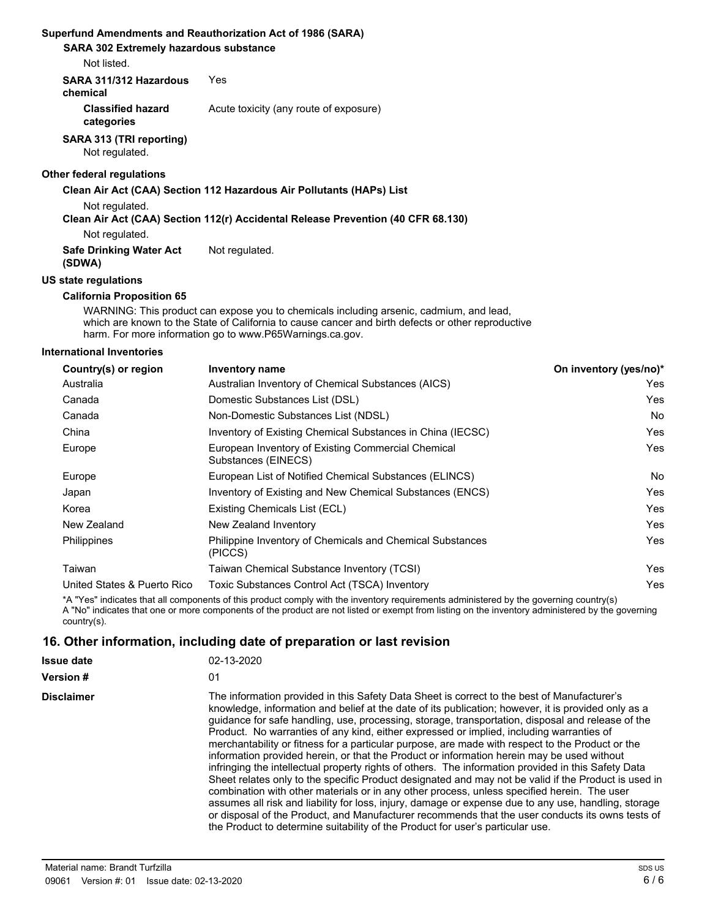**Superfund Amendments and Reauthorization Act of 1986 (SARA)**

**SARA 302 Extremely hazardous substance**

Not listed.

**SARA 311/312 Hazardous chemical** Yes

**Classified hazard categories** Acute toxicity (any route of exposure)

**SARA 313 (TRI reporting)**

Not regulated.

**Other federal regulations**

**Clean Air Act (CAA) Section 112 Hazardous Air Pollutants (HAPs) List**

Not regulated.

**Clean Air Act (CAA) Section 112(r) Accidental Release Prevention (40 CFR 68.130)**

Not regulated.

**Safe Drinking Water Act (SDWA)** Not regulated.

**US state regulations**

**California Proposition 65**

WARNING: This product can expose you to chemicals including arsenic, cadmium, and lead, which are known to the State of California to cause cancer and birth defects or other reproductive harm. For more information go to www.P65Warnings.ca.gov.

**International Inventories**

| Country(s) or region | Inventory name | On inventory (yes/no)* |
|---|---|---|
| Australia | Australian Inventory of Chemical Substances (AICS) | Yes |
| Canada | Domestic Substances List (DSL) | Yes |
| Canada | Non-Domestic Substances List (NDSL) | No |
| China | Inventory of Existing Chemical Substances in China (IECSC) | Yes |
| Europe | European Inventory of Existing Commercial Chemical Substances (EINECS) | Yes |
| Europe | European List of Notified Chemical Substances (ELINCS) | No |
| Japan | Inventory of Existing and New Chemical Substances (ENCS) | Yes |
| Korea | Existing Chemicals List (ECL) | Yes |
| New Zealand | New Zealand Inventory | Yes |
| Philippines | Philippine Inventory of Chemicals and Chemical Substances (PICCS) | Yes |
| Taiwan | Taiwan Chemical Substance Inventory (TCSI) | Yes |
| United States & Puerto Rico | Toxic Substances Control Act (TSCA) Inventory | Yes |

*A "Yes" indicates that all components of this product comply with the inventory requirements administered by the governing country(s)
A "No" indicates that one or more components of the product are not listed or exempt from listing on the inventory administered by the governing country(s).

## 16. Other information, including date of preparation or last revision

**Issue date** 02-13-2020

**Version #** 01

**Disclaimer** The information provided in this Safety Data Sheet is correct to the best of Manufacturer's knowledge, information and belief at the date of its publication; however, it is provided only as a guidance for safe handling, use, processing, storage, transportation, disposal and release of the Product. No warranties of any kind, either expressed or implied, including warranties of merchantability or fitness for a particular purpose, are made with respect to the Product or the information provided herein, or that the Product or information herein may be used without infringing the intellectual property rights of others. The information provided in this Safety Data Sheet relates only to the specific Product designated and may not be valid if the Product is used in combination with other materials or in any other process, unless specified herein. The user assumes all risk and liability for loss, injury, damage or expense due to any use, handling, storage or disposal of the Product, and Manufacturer recommends that the user conducts its owns tests of the Product to determine suitability of the Product for user's particular use.